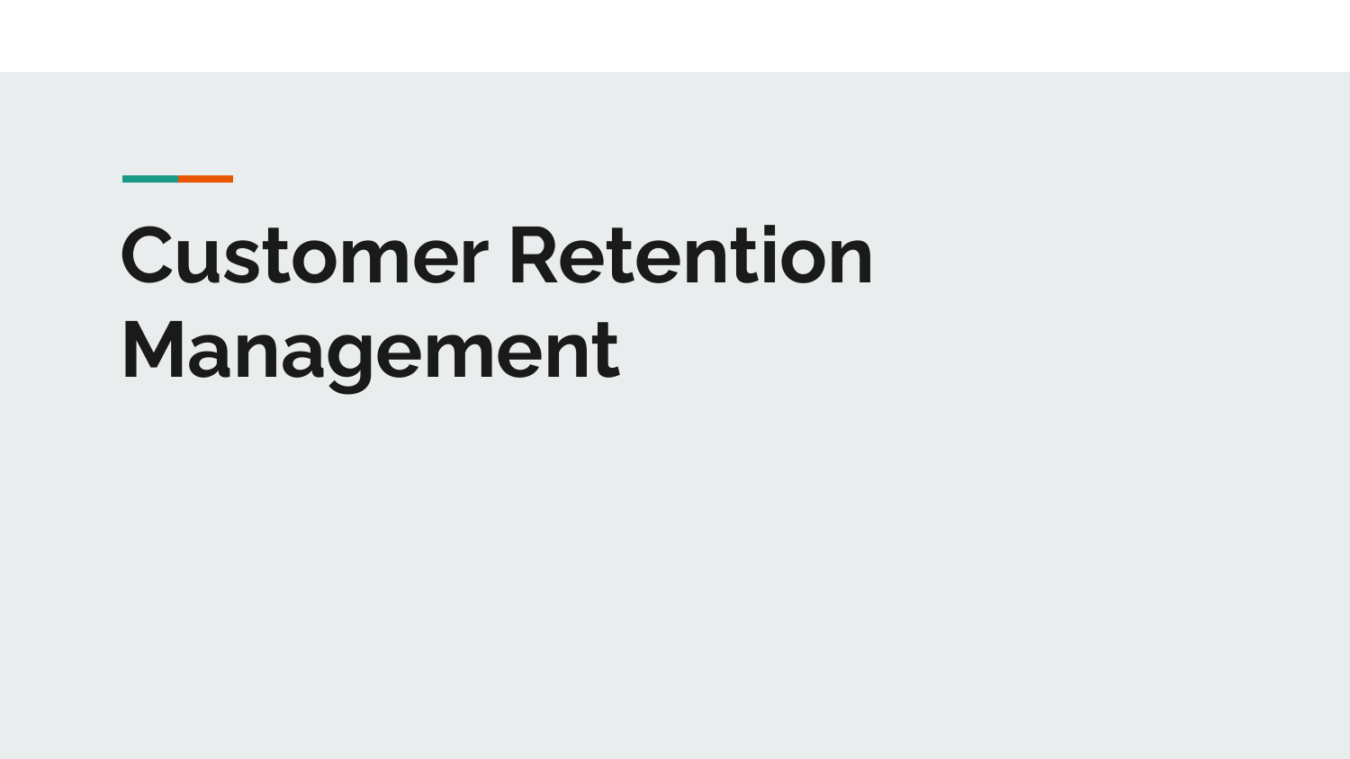# Customer Retention Management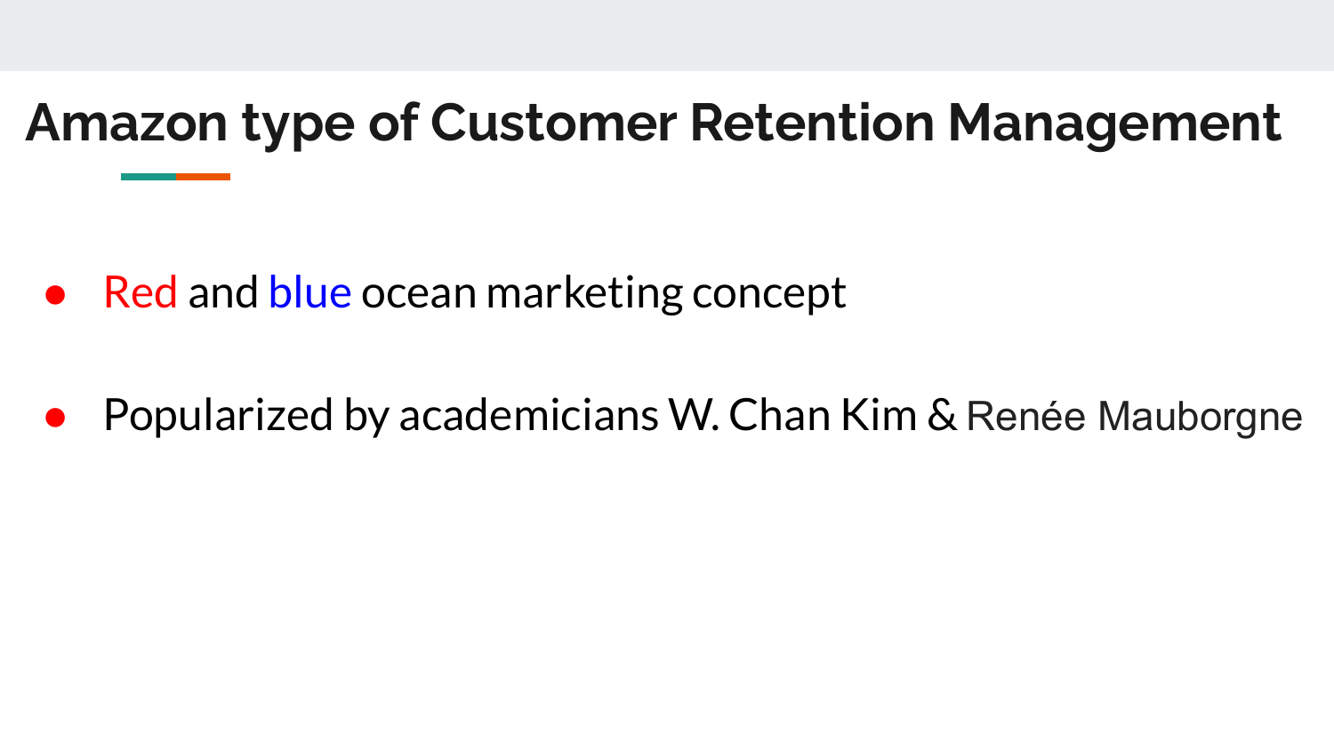# Amazon type of Customer Retention Management

- Red and blue ocean marketing concept
- Popularized by academicians W. Chan Kim & Renée Mauborgne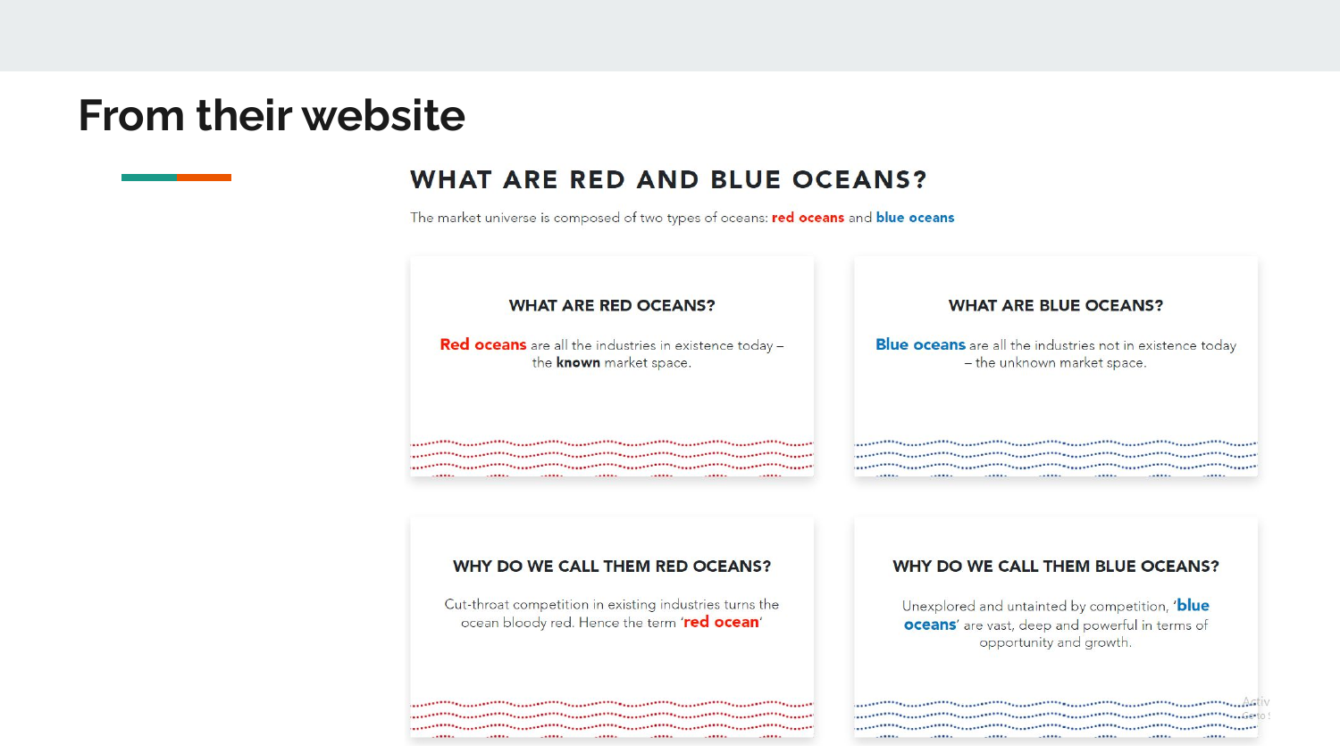# From their website

## WHAT ARE RED AND BLUE OCEANS?

The market universe is composed of two types of oceans: **red oceans** and **blue oceans**

### WHAT ARE RED OCEANS?

**Red oceans** are all the industries in existence today – the **known** market space.

### WHAT ARE BLUE OCEANS?

**Blue oceans** are all the industries not in existence today – the unknown market space.

### WHY DO WE CALL THEM RED OCEANS?

Cut-throat competition in existing industries turns the ocean bloody red. Hence the term '**red ocean**'

### WHY DO WE CALL THEM BLUE OCEANS?

Unexplored and untainted by competition, '**blue oceans**' are vast, deep and powerful in terms of opportunity and growth.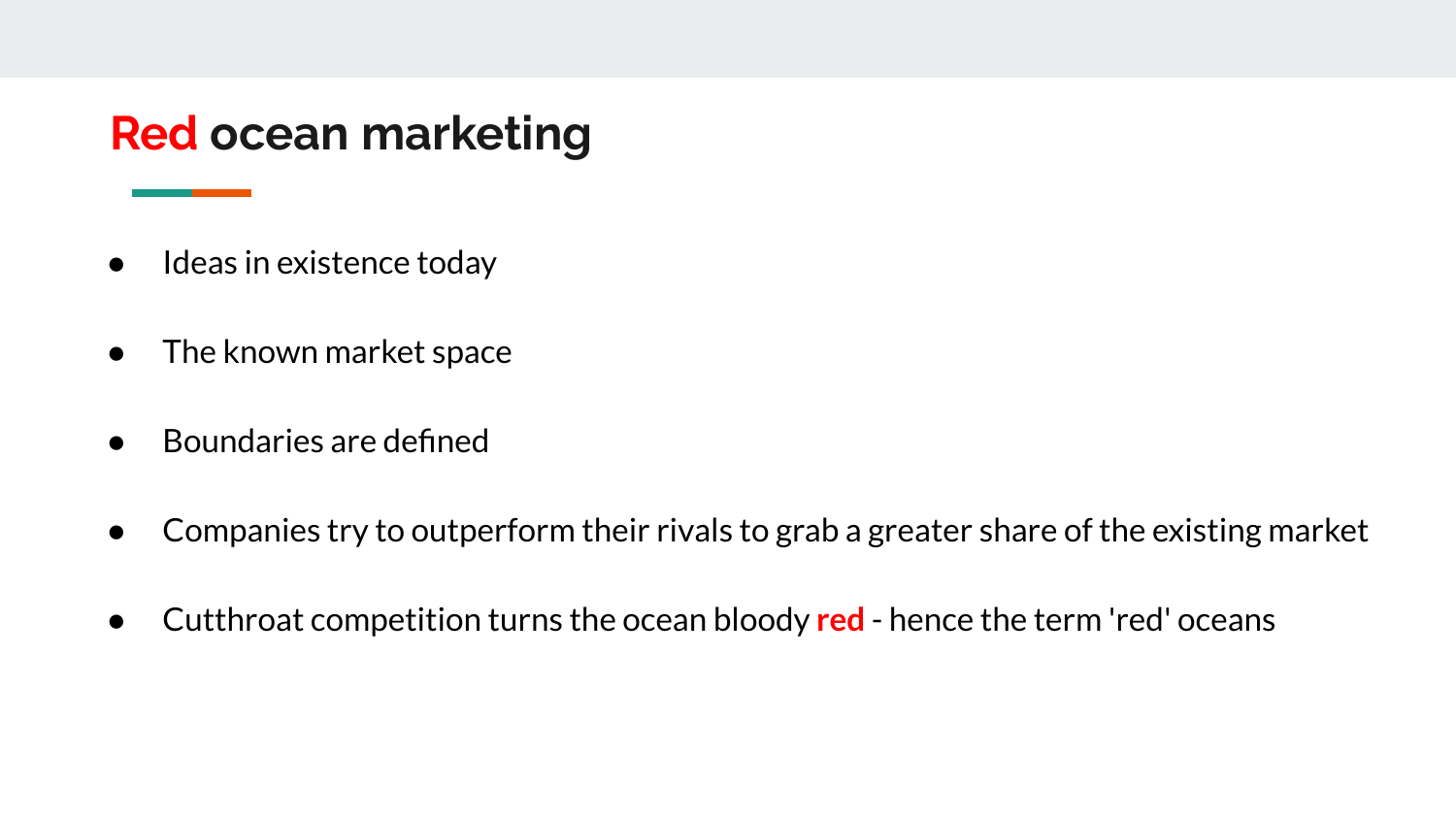# Red ocean marketing

- Ideas in existence today
- The known market space
- Boundaries are defined
- Companies try to outperform their rivals to grab a greater share of the existing market
- Cutthroat competition turns the ocean bloody **red** - hence the term 'red' oceans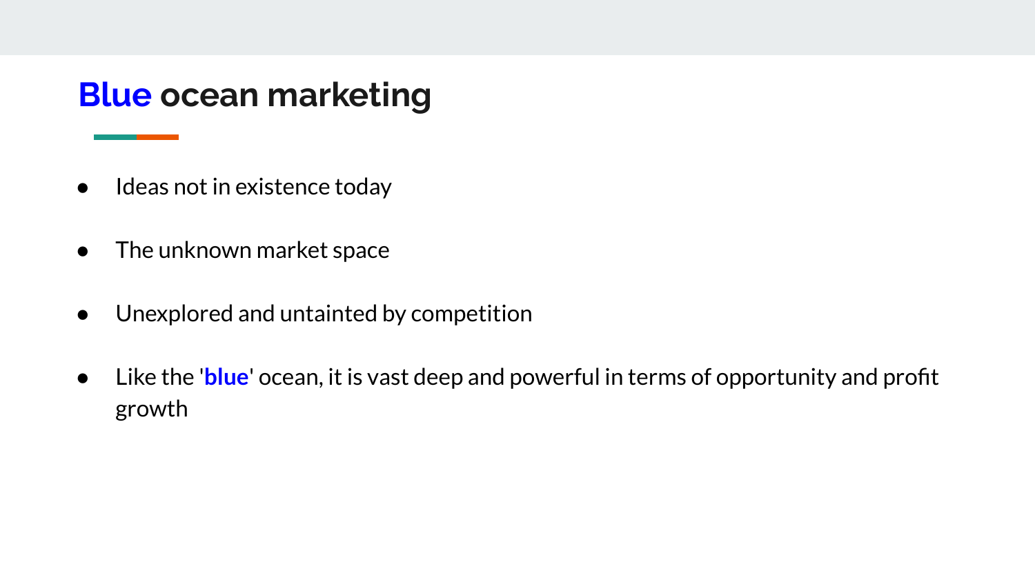# **Blue** ocean marketing

- Ideas not in existence today
- The unknown market space
- Unexplored and untainted by competition
- Like the '**blue**' ocean, it is vast deep and powerful in terms of opportunity and profit growth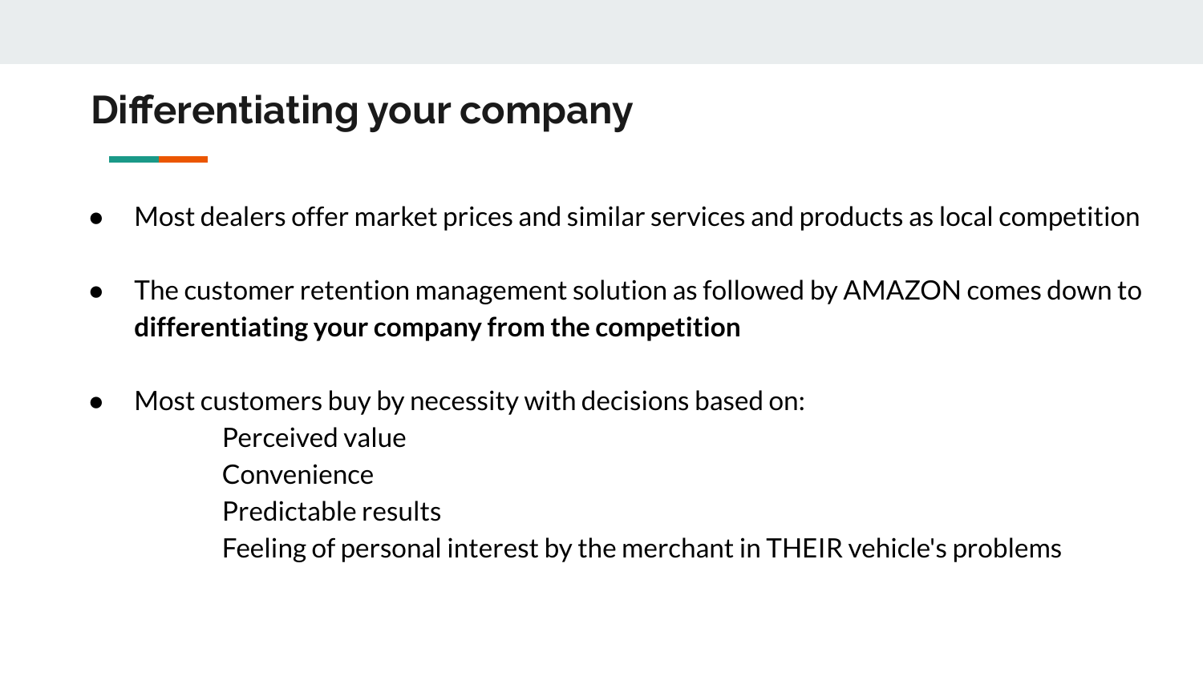# Differentiating your company

- Most dealers offer market prices and similar services and products as local competition
- The customer retention management solution as followed by AMAZON comes down to **differentiating your company from the competition**
- Most customers buy by necessity with decisions based on:
  - Perceived value
  - Convenience
  - Predictable results
  - Feeling of personal interest by the merchant in THEIR vehicle's problems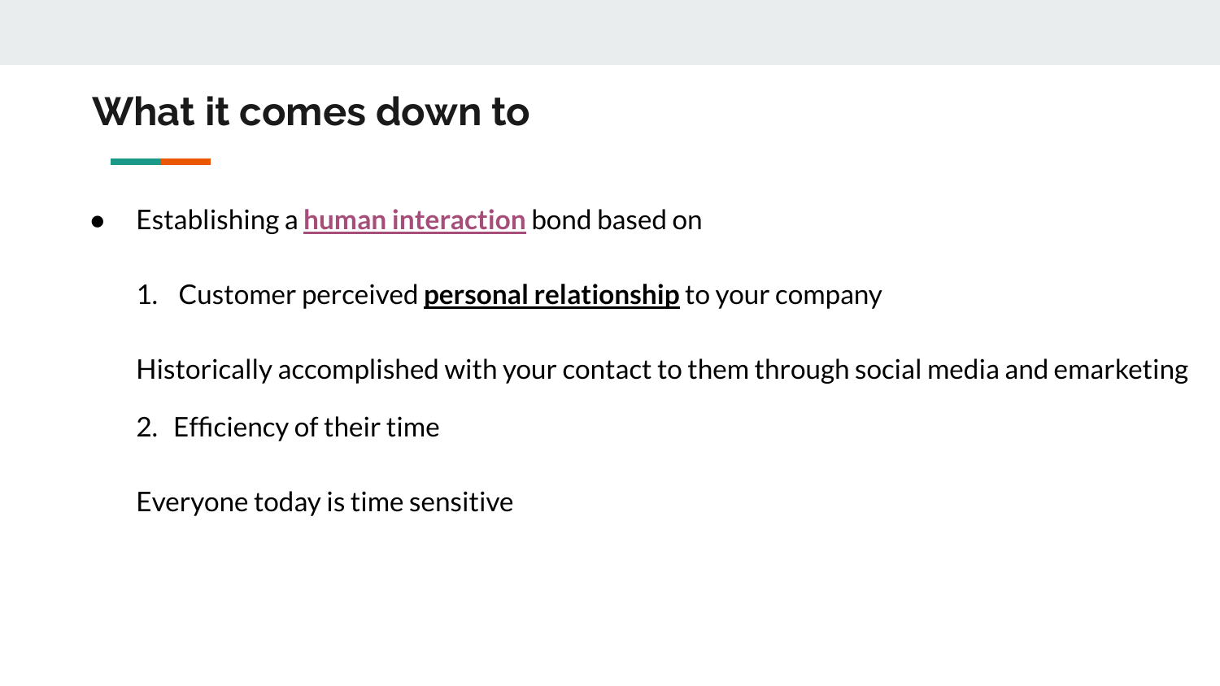# What it comes down to

- Establishing a **human interaction** bond based on

  1. Customer perceived **personal relationship** to your company

  Historically accomplished with your contact to them through social media and emarketing

  2. Efficiency of their time

  Everyone today is time sensitive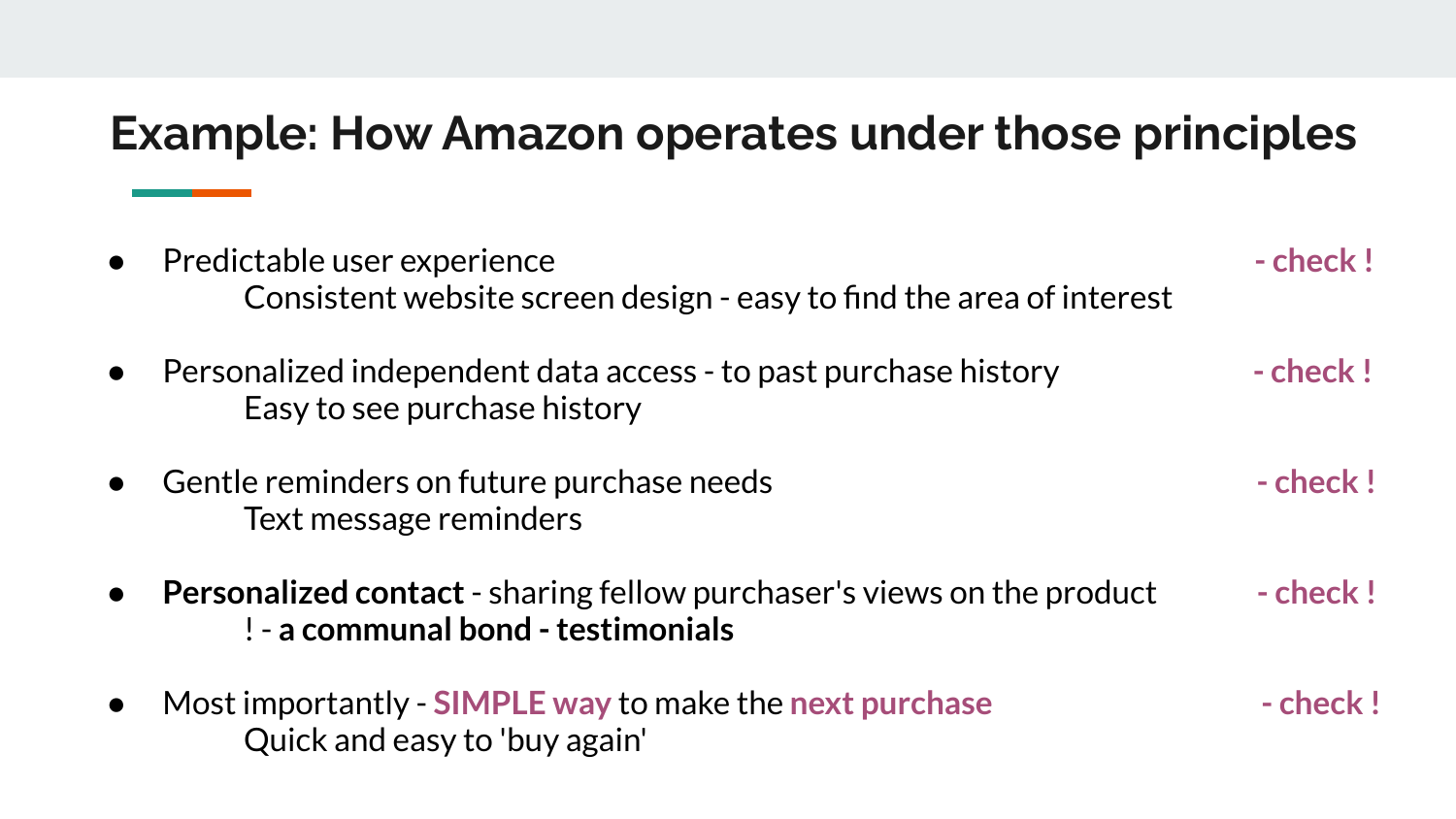## Example: How Amazon operates under those principles

- Predictable user experience **- check !**
  Consistent website screen design - easy to find the area of interest
- Personalized independent data access - to past purchase history **- check !**
  Easy to see purchase history
- Gentle reminders on future purchase needs **- check !**
  Text message reminders
- **Personalized contact** - sharing fellow purchaser's views on the product **- check !**
  ! - **a communal bond - testimonials**
- Most importantly - **SIMPLE way** to make the **next purchase** **- check !**
  Quick and easy to 'buy again'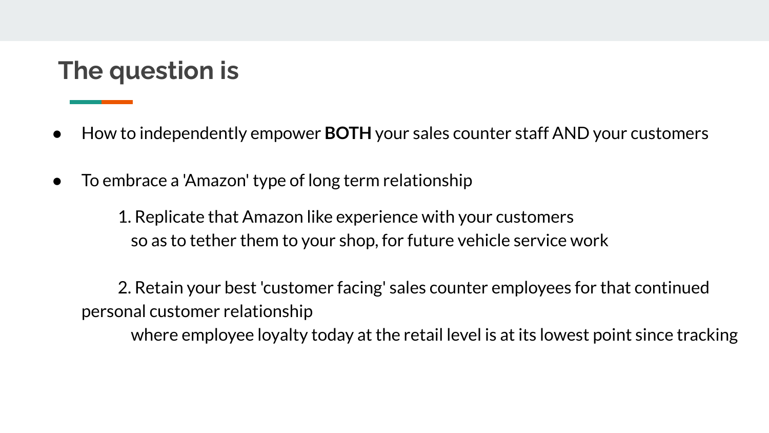## The question is

- How to independently empower **BOTH** your sales counter staff AND your customers

- To embrace a 'Amazon' type of long term relationship

    1. Replicate that Amazon like experience with your customers so as to tether them to your shop, for future vehicle service work

    2. Retain your best 'customer facing' sales counter employees for that continued personal customer relationship where employee loyalty today at the retail level is at its lowest point since tracking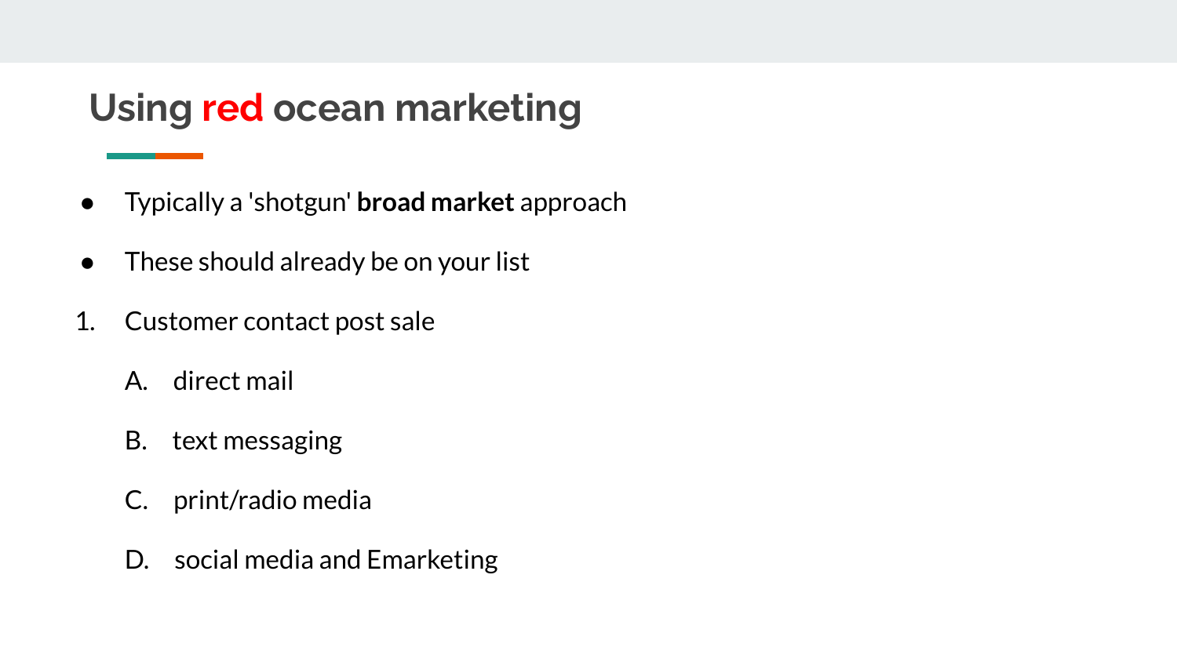## Using red ocean marketing

- Typically a 'shotgun' **broad market** approach
- These should already be on your list

1. Customer contact post sale
    A. direct mail
    B. text messaging
    C. print/radio media
    D. social media and Emarketing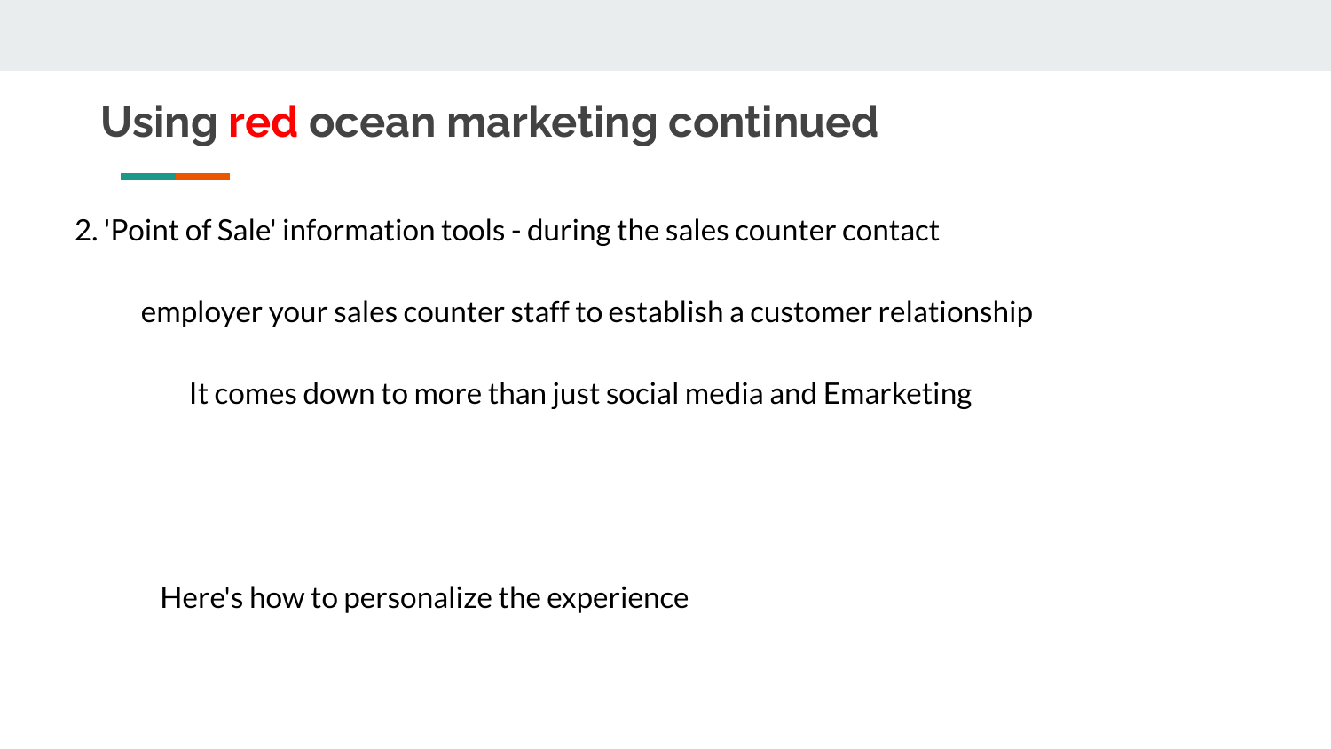# Using red ocean marketing continued

2. 'Point of Sale' information tools - during the sales counter contact

employer your sales counter staff to establish a customer relationship

It comes down to more than just social media and Emarketing

Here's how to personalize the experience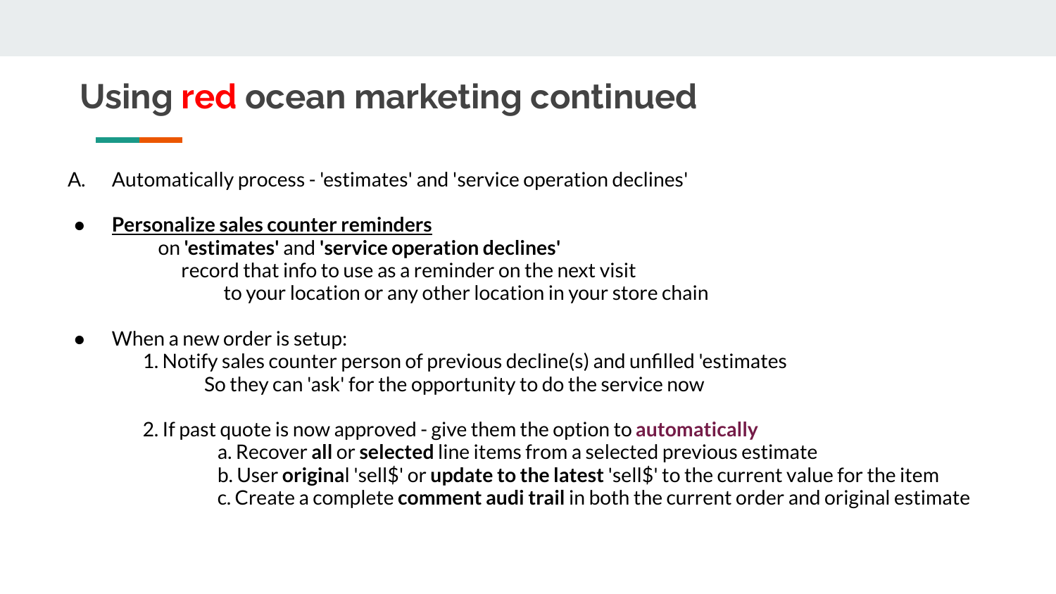# Using red ocean marketing continued

A. Automatically process - 'estimates' and 'service operation declines'

- <u>**Personalize sales counter reminders**</u>
  on **'estimates'** and **'service operation declines'**
  record that info to use as a reminder on the next visit
  to your location or any other location in your store chain

- When a new order is setup:
  1. Notify sales counter person of previous decline(s) and unfilled 'estimates
     So they can 'ask' for the opportunity to do the service now

  2. If past quote is now approved - give them the option to **automatically**
     a. Recover **all** or **selected** line items from a selected previous estimate
     b. User **origina**l 'sell$' or **update to the latest** 'sell$' to the current value for the item
     c. Create a complete **comment audi trail** in both the current order and original estimate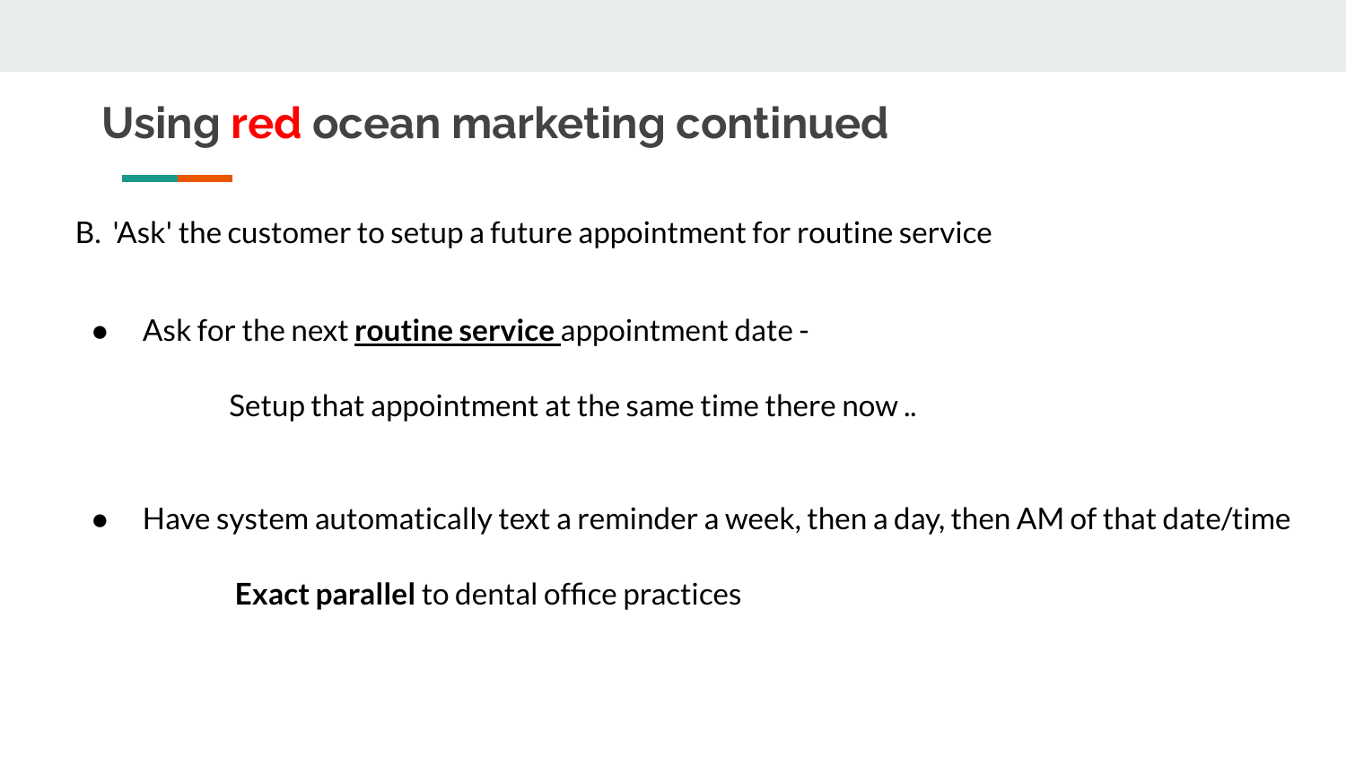# Using red ocean marketing continued

B. 'Ask' the customer to setup a future appointment for routine service

- Ask for the next **<u>routine service</u>** appointment date -

  Setup that appointment at the same time there now ..

- Have system automatically text a reminder a week, then a day, then AM of that date/time

  **Exact parallel** to dental office practices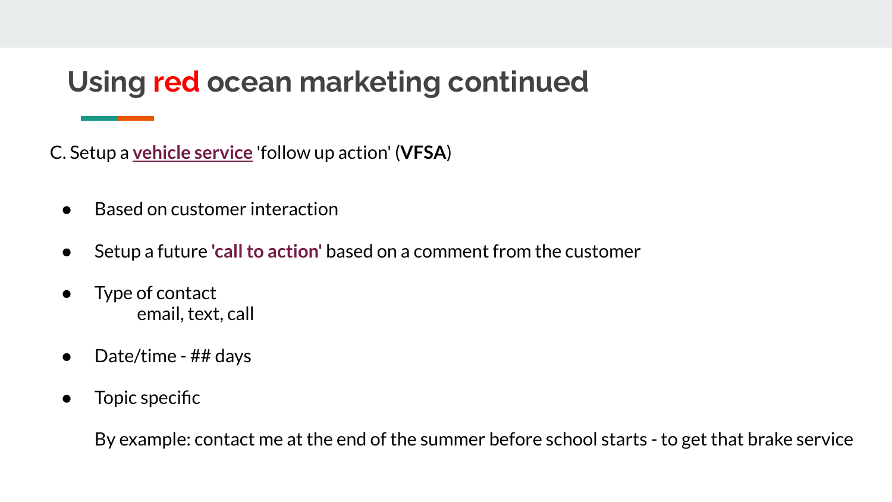# Using red ocean marketing continued

C. Setup a **vehicle service** 'follow up action' (**VFSA**)

- Based on customer interaction
- Setup a future **'call to action'** based on a comment from the customer
- Type of contact
  email, text, call
- Date/time - ## days
- Topic specific

  By example: contact me at the end of the summer before school starts - to get that brake service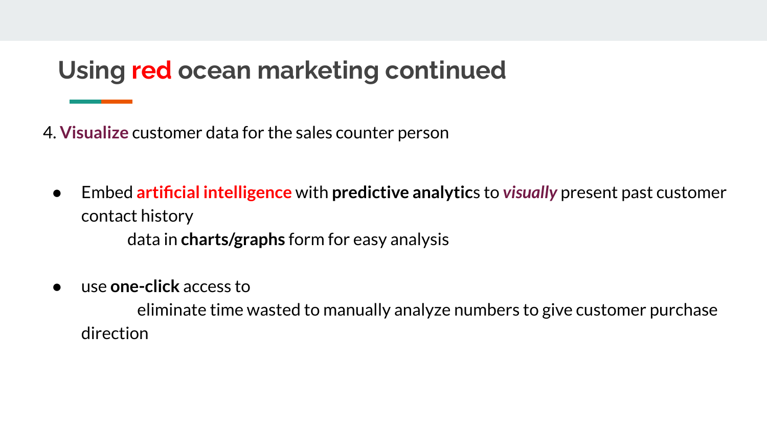# Using red ocean marketing continued

4. **Visualize** customer data for the sales counter person

- Embed **artificial intelligence** with **predictive analytic**s to ***visually*** present past customer contact history

  data in **charts/graphs** form for easy analysis

- use **one-click** access to

  eliminate time wasted to manually analyze numbers to give customer purchase direction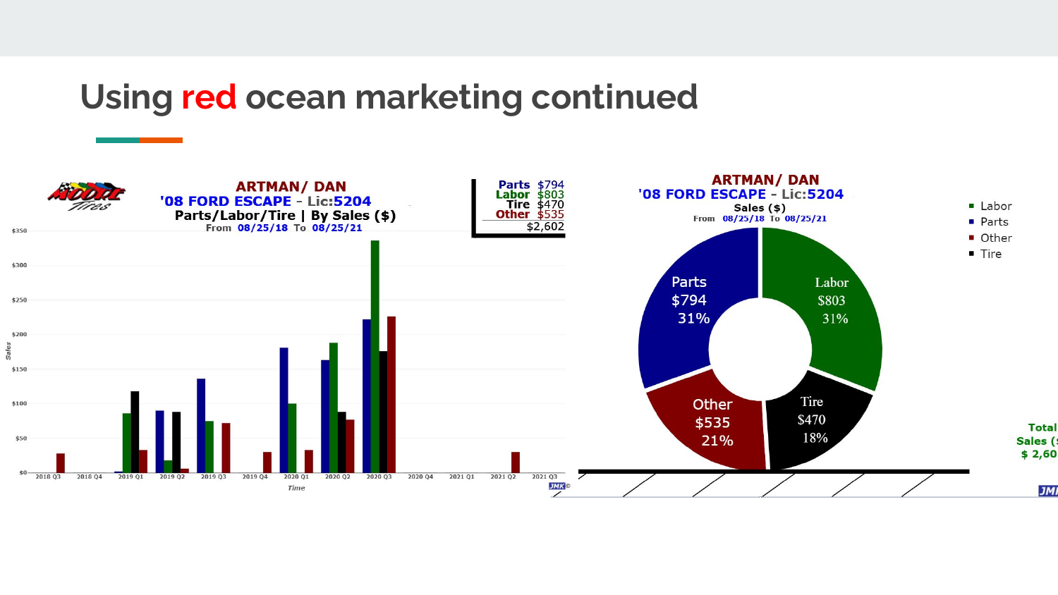# Using red ocean marketing continued

**ARTMAN/ DAN**
**'08 FORD ESCAPE - Lic:5204**
**Parts/Labor/Tire | By Sales ($)**
From 08/25/18 To 08/25/21

| | |
|---|---|
| Parts | $794 |
| Labor | $803 |
| Tire | $470 |
| Other | $535 |
| | $2,602 |

**ARTMAN/ DAN**
**'08 FORD ESCAPE - Lic:5204**
Sales ($)
From 08/25/18 To 08/25/21

- Labor $803 31%
- Parts $794 31%
- Other $535 21%
- Tire $470 18%

Total Sales ($) $ 2,60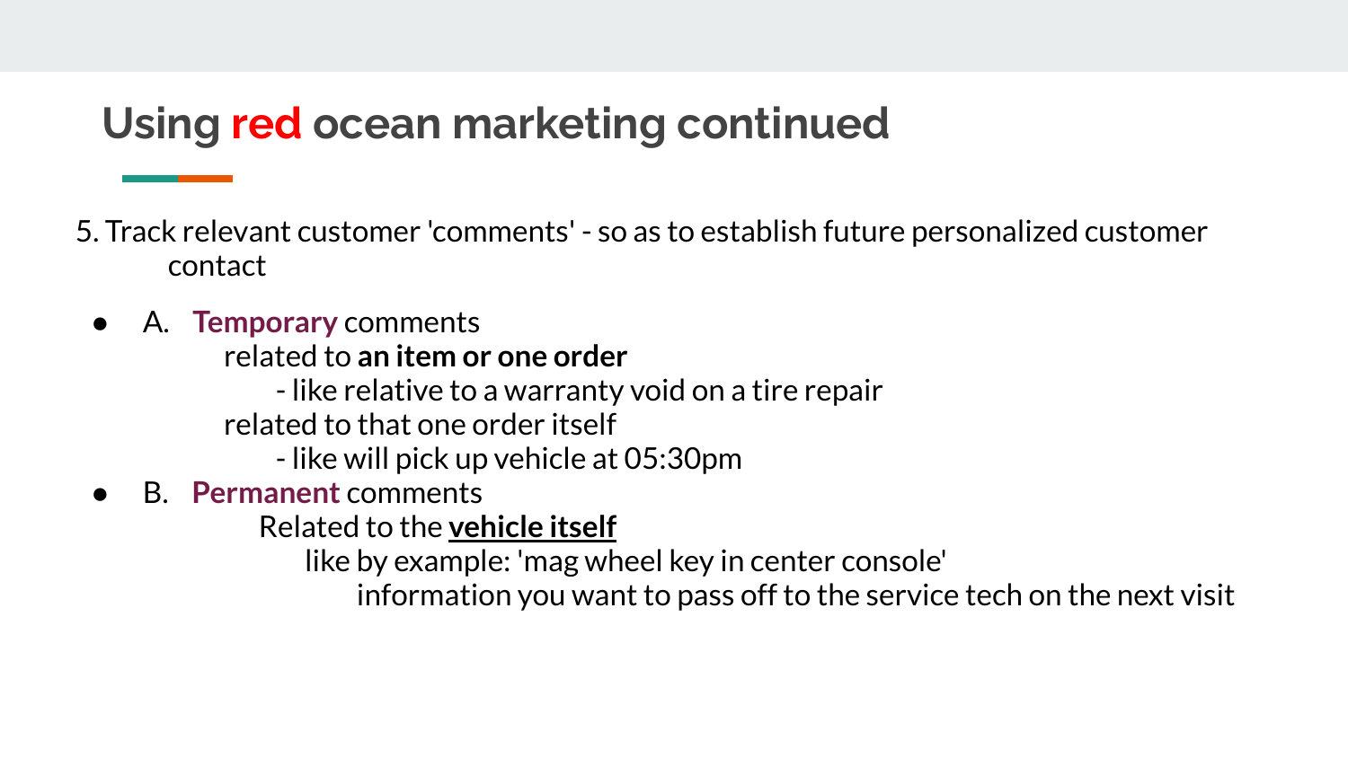# Using red ocean marketing continued

5. Track relevant customer 'comments' - so as to establish future personalized customer contact

- A. **Temporary** comments
  - related to **an item or one order**
    - like relative to a warranty void on a tire repair
  - related to that one order itself
    - like will pick up vehicle at 05:30pm
- B. **Permanent** comments
  - Related to the **<u>vehicle itself</u>**
    - like by example: 'mag wheel key in center console'
      - information you want to pass off to the service tech on the next visit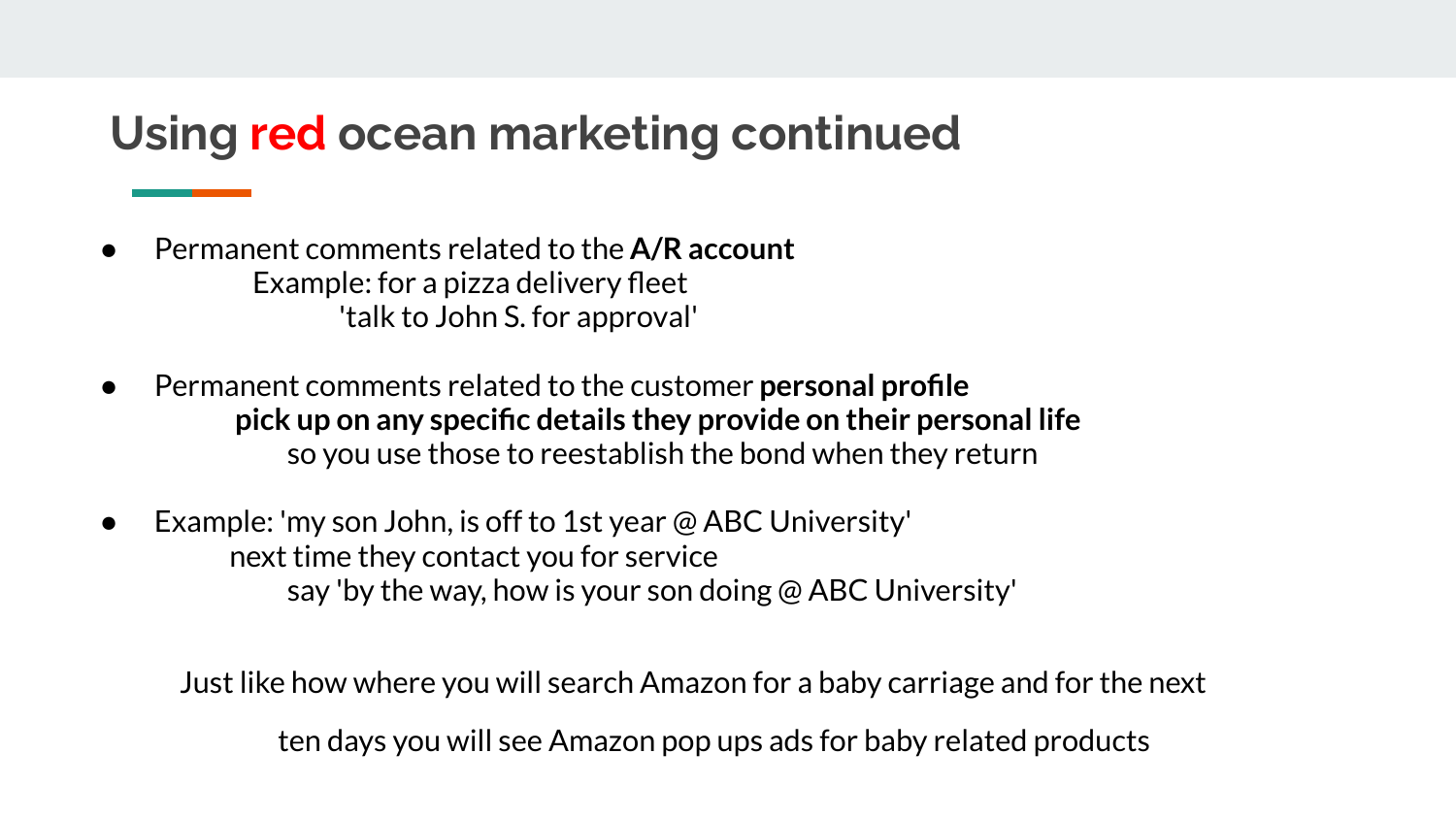# Using red ocean marketing continued

- Permanent comments related to the **A/R account**
  Example: for a pizza delivery fleet
  'talk to John S. for approval'

- Permanent comments related to the customer **personal profile**
  **pick up on any specific details they provide on their personal life**
  so you use those to reestablish the bond when they return

- Example: 'my son John, is off to 1st year @ ABC University'
  next time they contact you for service
  say 'by the way, how is your son doing @ ABC University'

Just like how where you will search Amazon for a baby carriage and for the next

ten days you will see Amazon pop ups ads for baby related products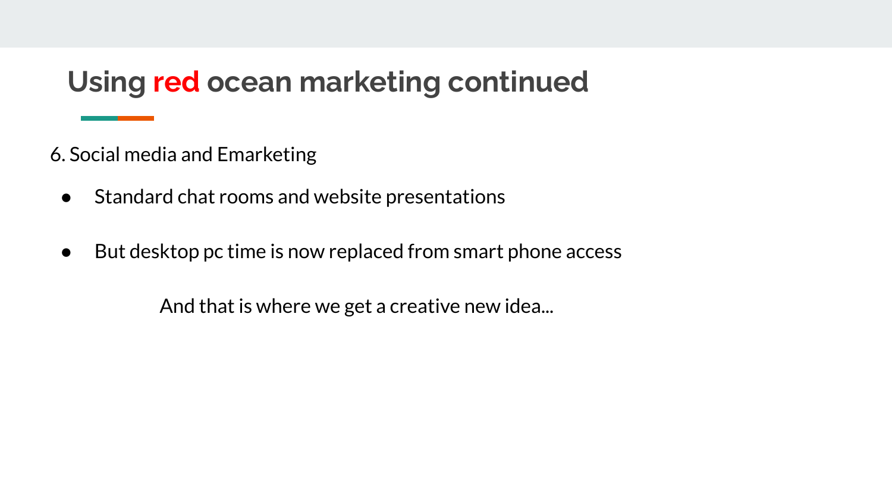# Using red ocean marketing continued

6. Social media and Emarketing

- Standard chat rooms and website presentations
- But desktop pc time is now replaced from smart phone access

And that is where we get a creative new idea...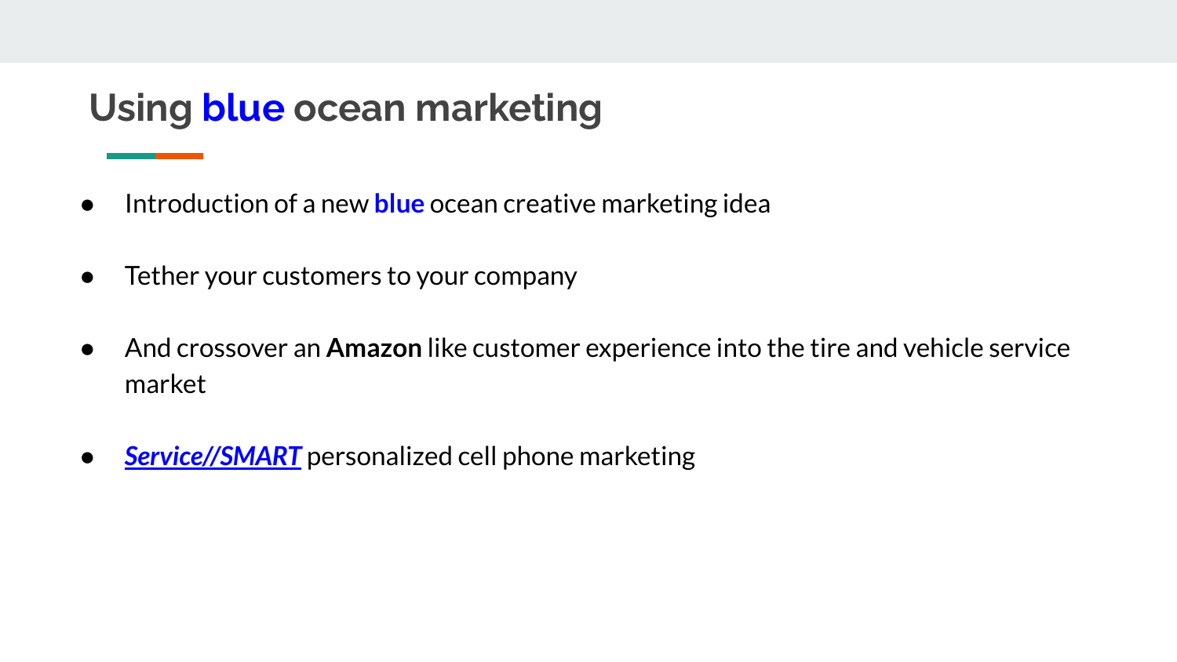# Using **blue** ocean marketing

- Introduction of a new **blue** ocean creative marketing idea
- Tether your customers to your company
- And crossover an **Amazon** like customer experience into the tire and vehicle service market
- ***Service//SMART*** personalized cell phone marketing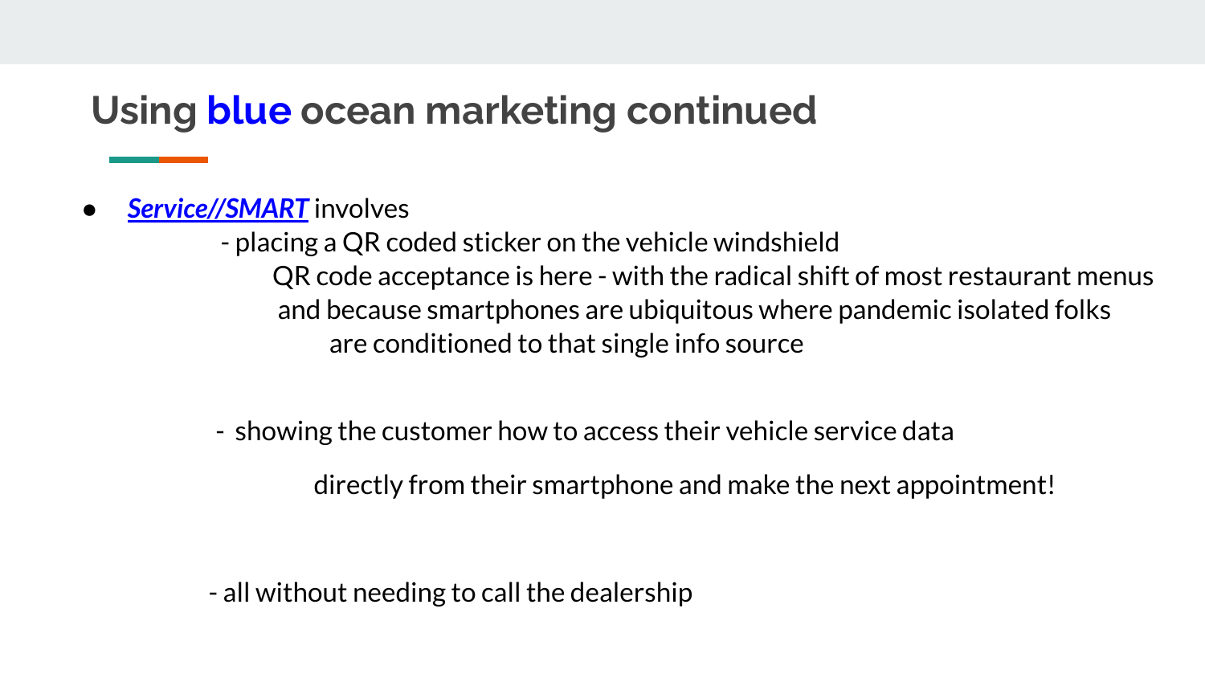## Using **blue** ocean marketing continued

- ***Service//SMART*** involves

  - placing a QR coded sticker on the vehicle windshield

    QR code acceptance is here - with the radical shift of most restaurant menus and because smartphones are ubiquitous where pandemic isolated folks are conditioned to that single info source

  - showing the customer how to access their vehicle service data

    directly from their smartphone and make the next appointment!

  - all without needing to call the dealership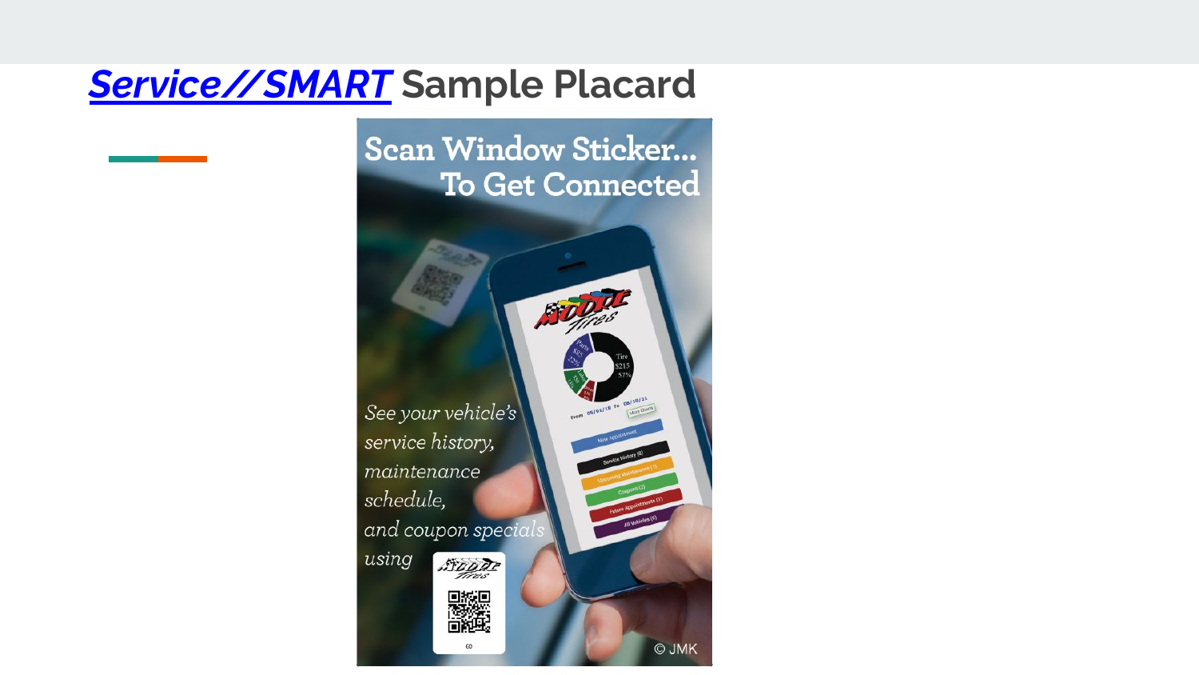# [Service//SMART](#) Sample Placard

Scan Window Sticker...
To Get Connected

*See your vehicle's service history, maintenance schedule, and coupon specials using*

© JMK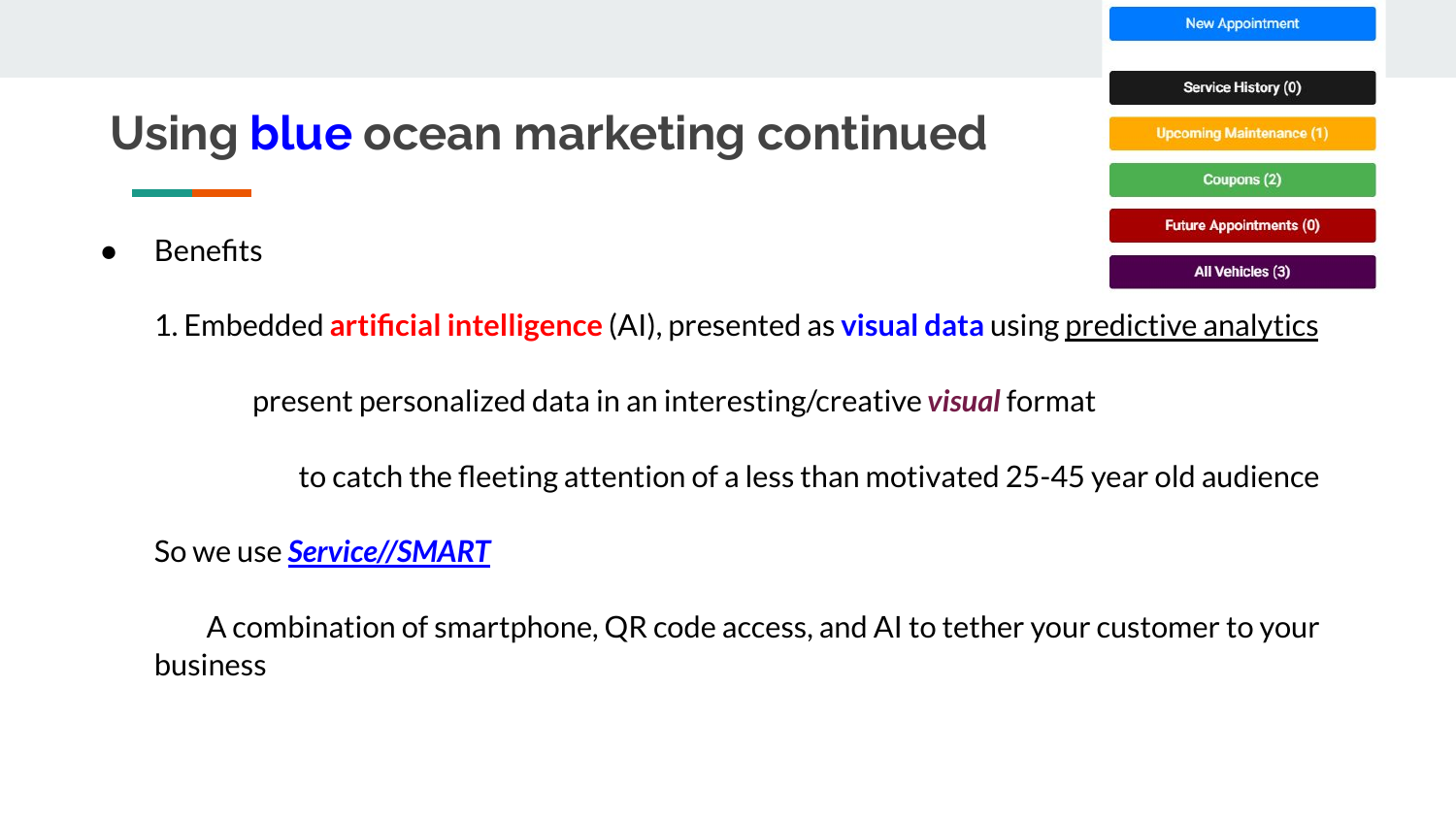# Using **blue** ocean marketing continued

- Benefits

1. Embedded **artificial intelligence** (AI), presented as **visual data** using predictive analytics

present personalized data in an interesting/creative ***visual*** format

to catch the fleeting attention of a less than motivated 25-45 year old audience

So we use ***Service//SMART***

A combination of smartphone, QR code access, and AI to tether your customer to your business

New Appointment

Service History (0)

Upcoming Maintenance (1)

Coupons (2)

Future Appointments (0)

All Vehicles (3)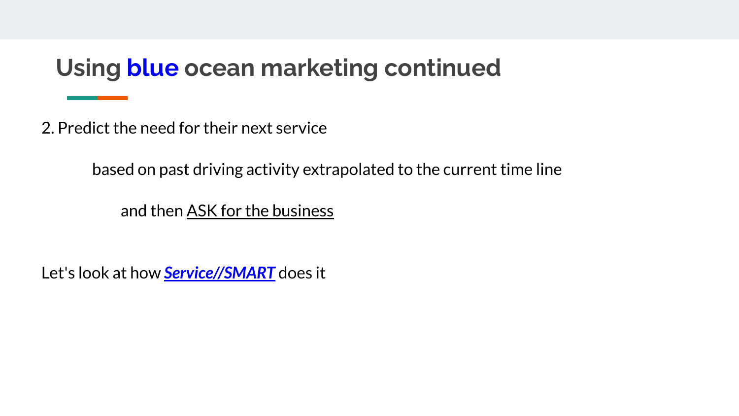# Using blue ocean marketing continued

2. Predict the need for their next service

based on past driving activity extrapolated to the current time line

and then ASK for the business

Let's look at how ***Service//SMART*** does it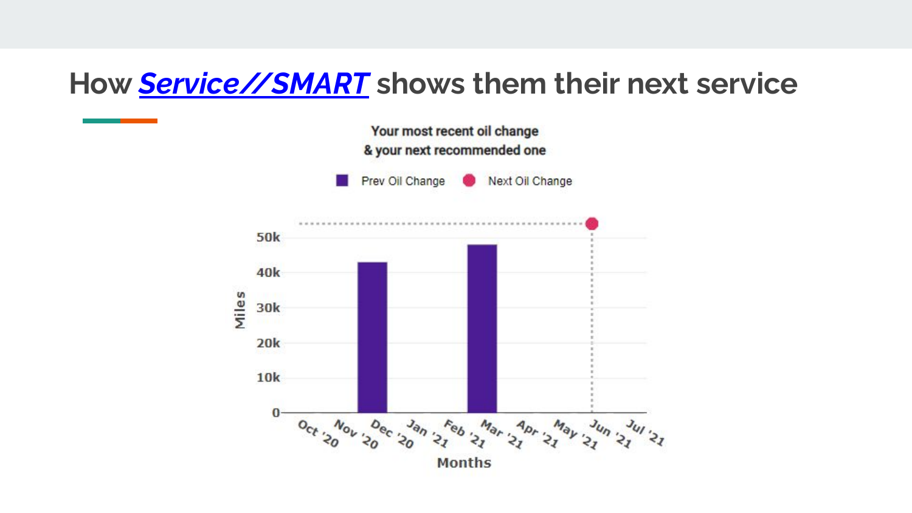# How *Service//SMART* shows them their next service

**Your most recent oil change**
**& your next recommended one**

Prev Oil Change | Next Oil Change

50k
40k
30k
20k
10k
0

Miles

Oct '20 Nov '20 Dec '20 Jan '21 Feb '21 Mar '21 Apr '21 May '21 Jun '21 Jul '21

Months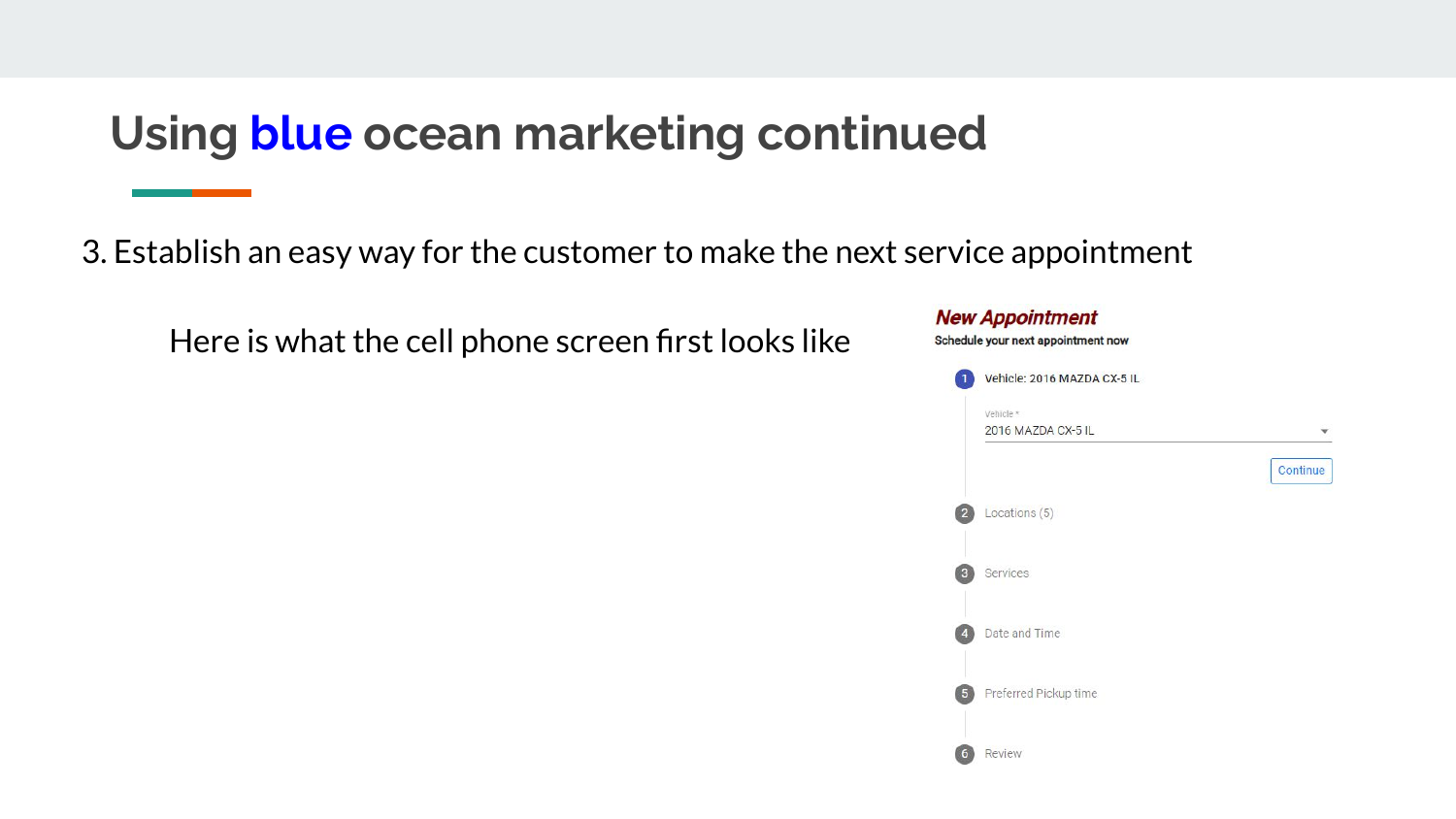# Using blue ocean marketing continued

3. Establish an easy way for the customer to make the next service appointment

Here is what the cell phone screen first looks like

**New Appointment**

Schedule your next appointment now

1. Vehicle: 2016 MAZDA CX-5 IL

   Vehicle *

   2016 MAZDA CX-5 IL

   Continue

2. Locations (5)
3. Services
4. Date and Time
5. Preferred Pickup time
6. Review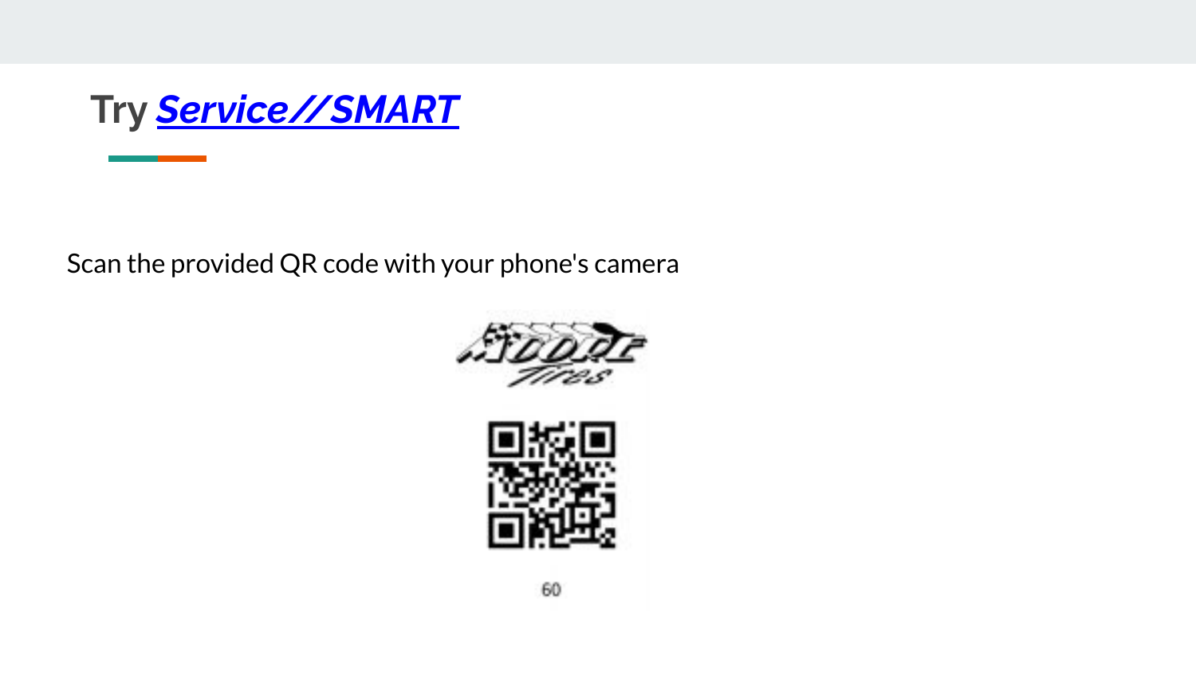# Try *Service//SMART*

Scan the provided QR code with your phone's camera

60